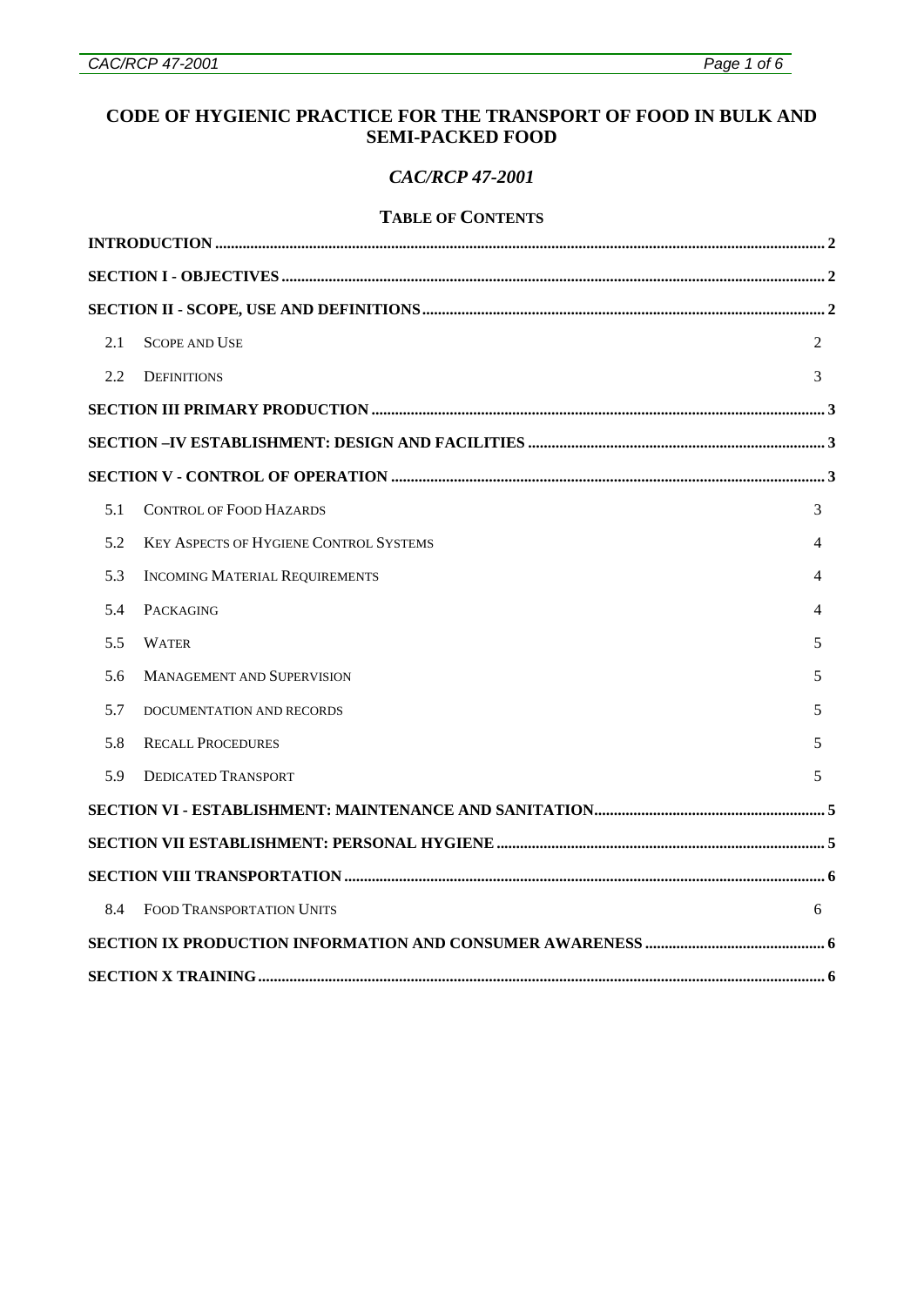# CODE OF HYGIENIC PRACTICE FOR THE TRANSPORT OF FOOD IN BULK AND SEMI-PACKED FOOD

## *CAC/RCP 47-2001*

### TABLE OF CONTENTS

| | | |
|---|---|---|
| **INTRODUCTION** | | **2** |
| **SECTION I - OBJECTIVES** | | **2** |
| **SECTION II - SCOPE, USE AND DEFINITIONS** | | **2** |
| 2.1 | SCOPE AND USE | 2 |
| 2.2 | DEFINITIONS | 3 |
| **SECTION III PRIMARY PRODUCTION** | | **3** |
| **SECTION –IV ESTABLISHMENT: DESIGN AND FACILITIES** | | **3** |
| **SECTION V - CONTROL OF OPERATION** | | **3** |
| 5.1 | CONTROL OF FOOD HAZARDS | 3 |
| 5.2 | KEY ASPECTS OF HYGIENE CONTROL SYSTEMS | 4 |
| 5.3 | INCOMING MATERIAL REQUIREMENTS | 4 |
| 5.4 | PACKAGING | 4 |
| 5.5 | WATER | 5 |
| 5.6 | MANAGEMENT AND SUPERVISION | 5 |
| 5.7 | DOCUMENTATION AND RECORDS | 5 |
| 5.8 | RECALL PROCEDURES | 5 |
| 5.9 | DEDICATED TRANSPORT | 5 |
| **SECTION VI - ESTABLISHMENT: MAINTENANCE AND SANITATION** | | **5** |
| **SECTION VII ESTABLISHMENT: PERSONAL HYGIENE** | | **5** |
| **SECTION VIII TRANSPORTATION** | | **6** |
| 8.4 | FOOD TRANSPORTATION UNITS | 6 |
| **SECTION IX PRODUCTION INFORMATION AND CONSUMER AWARENESS** | | **6** |
| **SECTION X TRAINING** | | **6** |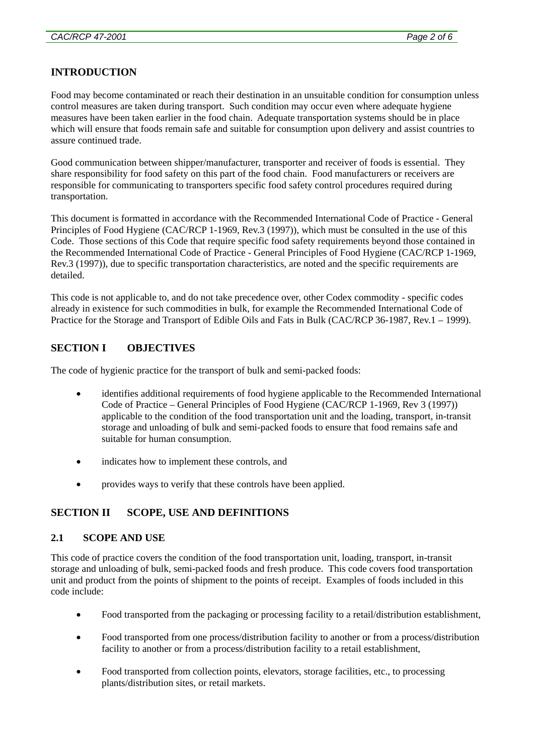## INTRODUCTION

Food may become contaminated or reach their destination in an unsuitable condition for consumption unless control measures are taken during transport. Such condition may occur even where adequate hygiene measures have been taken earlier in the food chain. Adequate transportation systems should be in place which will ensure that foods remain safe and suitable for consumption upon delivery and assist countries to assure continued trade.

Good communication between shipper/manufacturer, transporter and receiver of foods is essential. They share responsibility for food safety on this part of the food chain. Food manufacturers or receivers are responsible for communicating to transporters specific food safety control procedures required during transportation.

This document is formatted in accordance with the Recommended International Code of Practice - General Principles of Food Hygiene (CAC/RCP 1-1969, Rev.3 (1997)), which must be consulted in the use of this Code. Those sections of this Code that require specific food safety requirements beyond those contained in the Recommended International Code of Practice - General Principles of Food Hygiene (CAC/RCP 1-1969, Rev.3 (1997)), due to specific transportation characteristics, are noted and the specific requirements are detailed.

This code is not applicable to, and do not take precedence over, other Codex commodity - specific codes already in existence for such commodities in bulk, for example the Recommended International Code of Practice for the Storage and Transport of Edible Oils and Fats in Bulk (CAC/RCP 36-1987, Rev.1 – 1999).

## SECTION I OBJECTIVES

The code of hygienic practice for the transport of bulk and semi-packed foods:

- identifies additional requirements of food hygiene applicable to the Recommended International Code of Practice – General Principles of Food Hygiene (CAC/RCP 1-1969, Rev 3 (1997)) applicable to the condition of the food transportation unit and the loading, transport, in-transit storage and unloading of bulk and semi-packed foods to ensure that food remains safe and suitable for human consumption.

- indicates how to implement these controls, and

- provides ways to verify that these controls have been applied.

## SECTION II SCOPE, USE AND DEFINITIONS

### 2.1 SCOPE AND USE

This code of practice covers the condition of the food transportation unit, loading, transport, in-transit storage and unloading of bulk, semi-packed foods and fresh produce. This code covers food transportation unit and product from the points of shipment to the points of receipt. Examples of foods included in this code include:

- Food transported from the packaging or processing facility to a retail/distribution establishment,

- Food transported from one process/distribution facility to another or from a process/distribution facility to another or from a process/distribution facility to a retail establishment,

- Food transported from collection points, elevators, storage facilities, etc., to processing plants/distribution sites, or retail markets.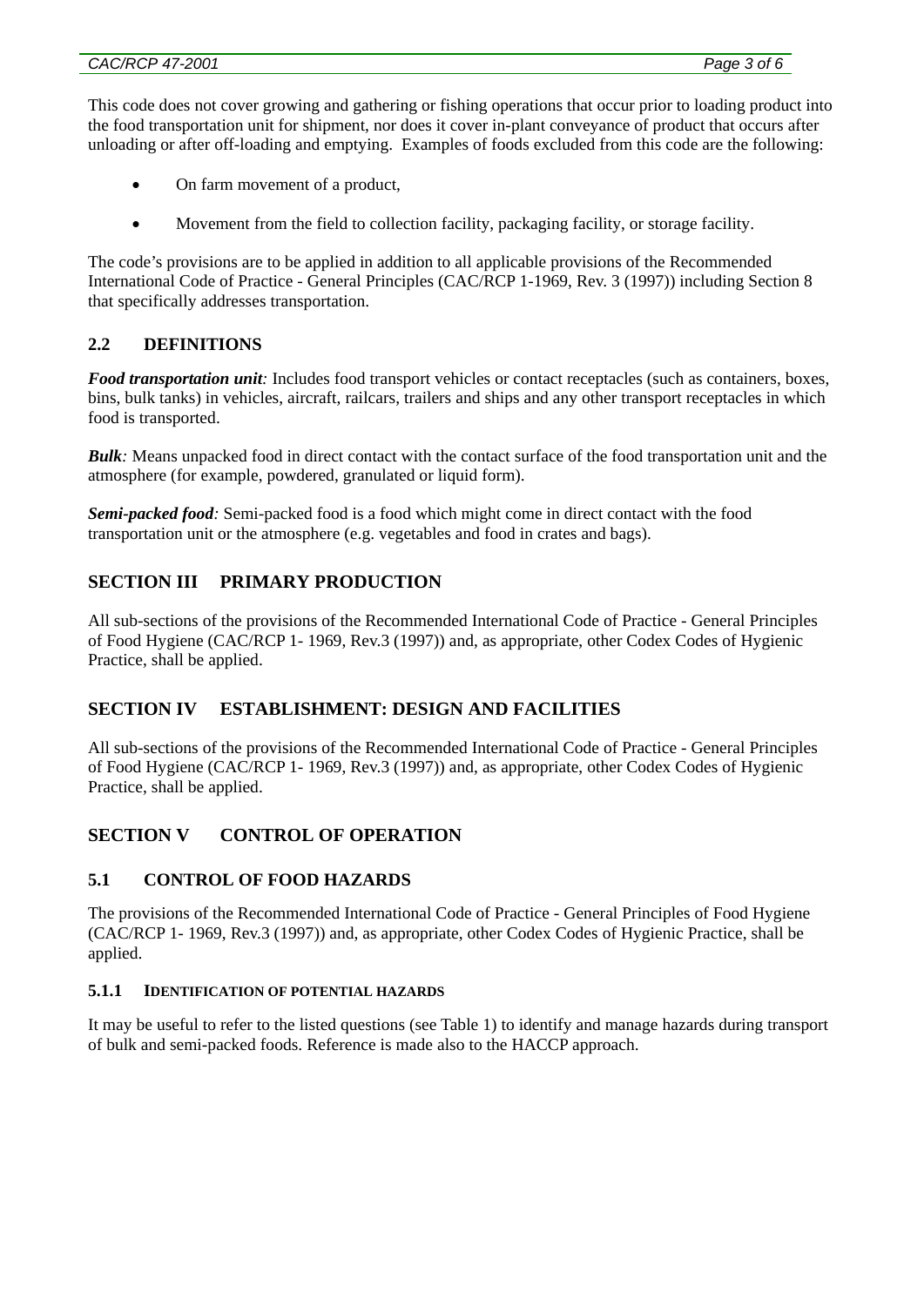This code does not cover growing and gathering or fishing operations that occur prior to loading product into the food transportation unit for shipment, nor does it cover in-plant conveyance of product that occurs after unloading or after off-loading and emptying. Examples of foods excluded from this code are the following:

- On farm movement of a product,
- Movement from the field to collection facility, packaging facility, or storage facility.

The code's provisions are to be applied in addition to all applicable provisions of the Recommended International Code of Practice - General Principles (CAC/RCP 1-1969, Rev. 3 (1997)) including Section 8 that specifically addresses transportation.

## 2.2 DEFINITIONS

***Food transportation unit****:* Includes food transport vehicles or contact receptacles (such as containers, boxes, bins, bulk tanks) in vehicles, aircraft, railcars, trailers and ships and any other transport receptacles in which food is transported.

***Bulk****:* Means unpacked food in direct contact with the contact surface of the food transportation unit and the atmosphere (for example, powdered, granulated or liquid form).

***Semi-packed food****:* Semi-packed food is a food which might come in direct contact with the food transportation unit or the atmosphere (e.g. vegetables and food in crates and bags).

# SECTION III PRIMARY PRODUCTION

All sub-sections of the provisions of the Recommended International Code of Practice - General Principles of Food Hygiene (CAC/RCP 1- 1969, Rev.3 (1997)) and, as appropriate, other Codex Codes of Hygienic Practice, shall be applied.

# SECTION IV ESTABLISHMENT: DESIGN AND FACILITIES

All sub-sections of the provisions of the Recommended International Code of Practice - General Principles of Food Hygiene (CAC/RCP 1- 1969, Rev.3 (1997)) and, as appropriate, other Codex Codes of Hygienic Practice, shall be applied.

# SECTION V CONTROL OF OPERATION

## 5.1 CONTROL OF FOOD HAZARDS

The provisions of the Recommended International Code of Practice - General Principles of Food Hygiene (CAC/RCP 1- 1969, Rev.3 (1997)) and, as appropriate, other Codex Codes of Hygienic Practice, shall be applied.

### 5.1.1 IDENTIFICATION OF POTENTIAL HAZARDS

It may be useful to refer to the listed questions (see Table 1) to identify and manage hazards during transport of bulk and semi-packed foods. Reference is made also to the HACCP approach.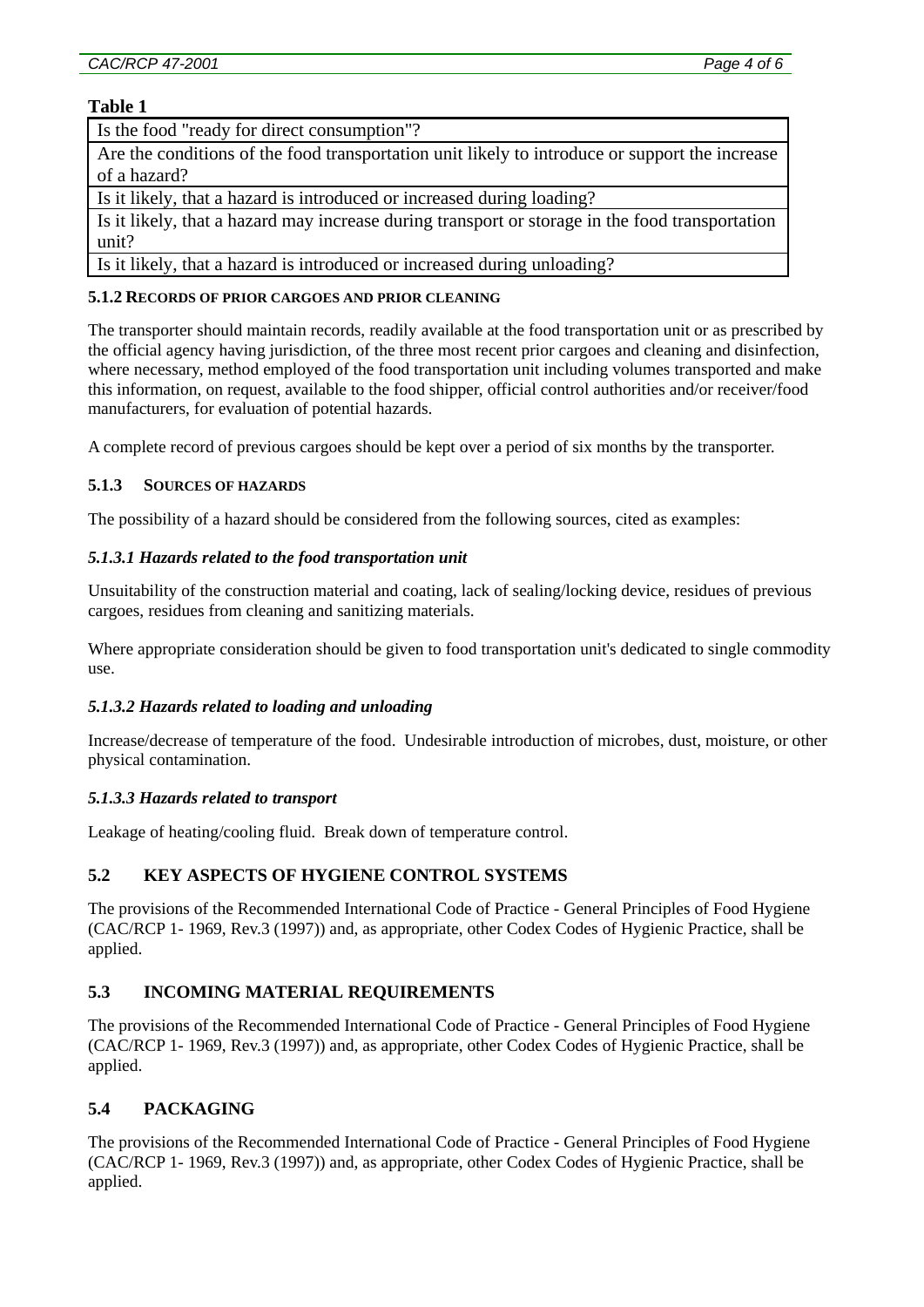**Table 1**

| Is the food "ready for direct consumption"? |
| --- |
| Are the conditions of the food transportation unit likely to introduce or support the increase of a hazard? |
| Is it likely, that a hazard is introduced or increased during loading? |
| Is it likely, that a hazard may increase during transport or storage in the food transportation unit? |
| Is it likely, that a hazard is introduced or increased during unloading? |

#### 5.1.2 RECORDS OF PRIOR CARGOES AND PRIOR CLEANING

The transporter should maintain records, readily available at the food transportation unit or as prescribed by the official agency having jurisdiction, of the three most recent prior cargoes and cleaning and disinfection, where necessary, method employed of the food transportation unit including volumes transported and make this information, on request, available to the food shipper, official control authorities and/or receiver/food manufacturers, for evaluation of potential hazards.

A complete record of previous cargoes should be kept over a period of six months by the transporter.

#### 5.1.3 SOURCES OF HAZARDS

The possibility of a hazard should be considered from the following sources, cited as examples:

##### *5.1.3.1 Hazards related to the food transportation unit*

Unsuitability of the construction material and coating, lack of sealing/locking device, residues of previous cargoes, residues from cleaning and sanitizing materials.

Where appropriate consideration should be given to food transportation unit's dedicated to single commodity use.

##### *5.1.3.2 Hazards related to loading and unloading*

Increase/decrease of temperature of the food. Undesirable introduction of microbes, dust, moisture, or other physical contamination.

##### *5.1.3.3 Hazards related to transport*

Leakage of heating/cooling fluid. Break down of temperature control.

### 5.2 KEY ASPECTS OF HYGIENE CONTROL SYSTEMS

The provisions of the Recommended International Code of Practice - General Principles of Food Hygiene (CAC/RCP 1- 1969, Rev.3 (1997)) and, as appropriate, other Codex Codes of Hygienic Practice, shall be applied.

### 5.3 INCOMING MATERIAL REQUIREMENTS

The provisions of the Recommended International Code of Practice - General Principles of Food Hygiene (CAC/RCP 1- 1969, Rev.3 (1997)) and, as appropriate, other Codex Codes of Hygienic Practice, shall be applied.

### 5.4 PACKAGING

The provisions of the Recommended International Code of Practice - General Principles of Food Hygiene (CAC/RCP 1- 1969, Rev.3 (1997)) and, as appropriate, other Codex Codes of Hygienic Practice, shall be applied.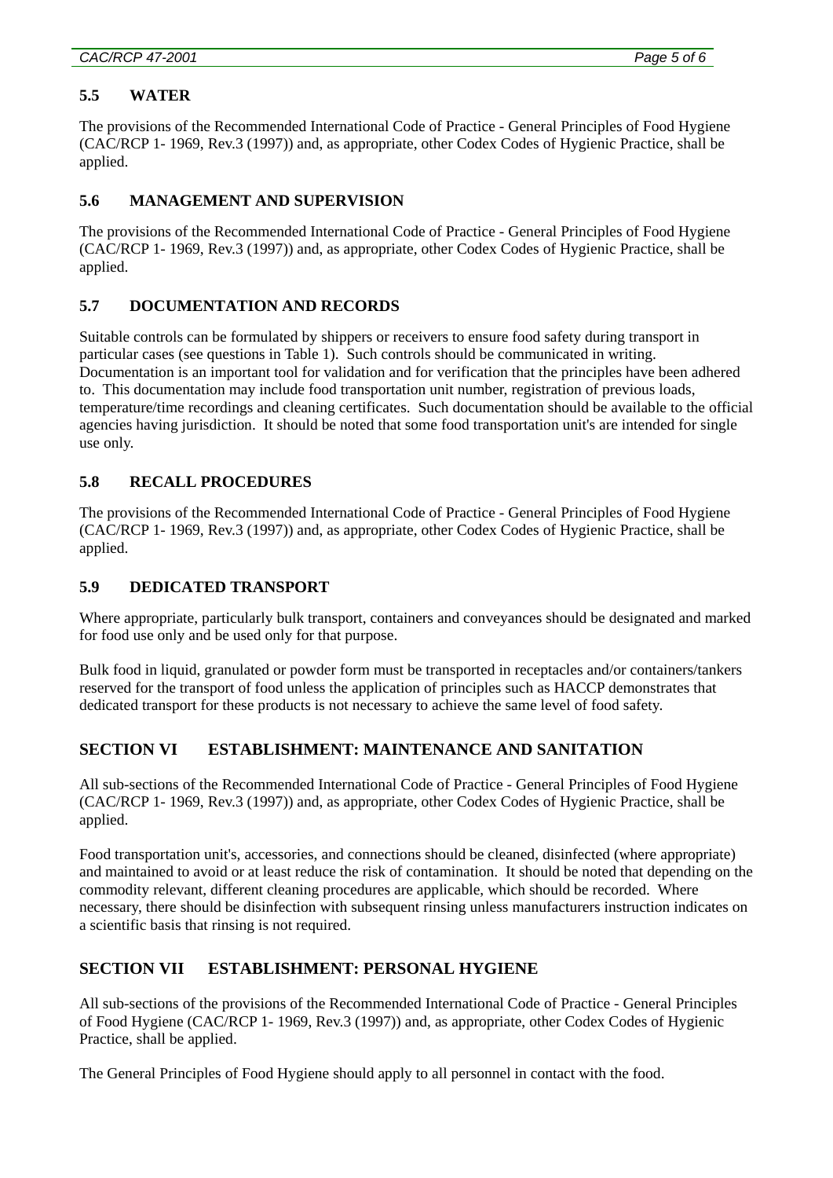### 5.5 WATER

The provisions of the Recommended International Code of Practice - General Principles of Food Hygiene (CAC/RCP 1- 1969, Rev.3 (1997)) and, as appropriate, other Codex Codes of Hygienic Practice, shall be applied.

### 5.6 MANAGEMENT AND SUPERVISION

The provisions of the Recommended International Code of Practice - General Principles of Food Hygiene (CAC/RCP 1- 1969, Rev.3 (1997)) and, as appropriate, other Codex Codes of Hygienic Practice, shall be applied.

### 5.7 DOCUMENTATION AND RECORDS

Suitable controls can be formulated by shippers or receivers to ensure food safety during transport in particular cases (see questions in Table 1). Such controls should be communicated in writing. Documentation is an important tool for validation and for verification that the principles have been adhered to. This documentation may include food transportation unit number, registration of previous loads, temperature/time recordings and cleaning certificates. Such documentation should be available to the official agencies having jurisdiction. It should be noted that some food transportation unit's are intended for single use only.

### 5.8 RECALL PROCEDURES

The provisions of the Recommended International Code of Practice - General Principles of Food Hygiene (CAC/RCP 1- 1969, Rev.3 (1997)) and, as appropriate, other Codex Codes of Hygienic Practice, shall be applied.

### 5.9 DEDICATED TRANSPORT

Where appropriate, particularly bulk transport, containers and conveyances should be designated and marked for food use only and be used only for that purpose.

Bulk food in liquid, granulated or powder form must be transported in receptacles and/or containers/tankers reserved for the transport of food unless the application of principles such as HACCP demonstrates that dedicated transport for these products is not necessary to achieve the same level of food safety.

## SECTION VI ESTABLISHMENT: MAINTENANCE AND SANITATION

All sub-sections of the Recommended International Code of Practice - General Principles of Food Hygiene (CAC/RCP 1- 1969, Rev.3 (1997)) and, as appropriate, other Codex Codes of Hygienic Practice, shall be applied.

Food transportation unit's, accessories, and connections should be cleaned, disinfected (where appropriate) and maintained to avoid or at least reduce the risk of contamination. It should be noted that depending on the commodity relevant, different cleaning procedures are applicable, which should be recorded. Where necessary, there should be disinfection with subsequent rinsing unless manufacturers instruction indicates on a scientific basis that rinsing is not required.

## SECTION VII ESTABLISHMENT: PERSONAL HYGIENE

All sub-sections of the provisions of the Recommended International Code of Practice - General Principles of Food Hygiene (CAC/RCP 1- 1969, Rev.3 (1997)) and, as appropriate, other Codex Codes of Hygienic Practice, shall be applied.

The General Principles of Food Hygiene should apply to all personnel in contact with the food.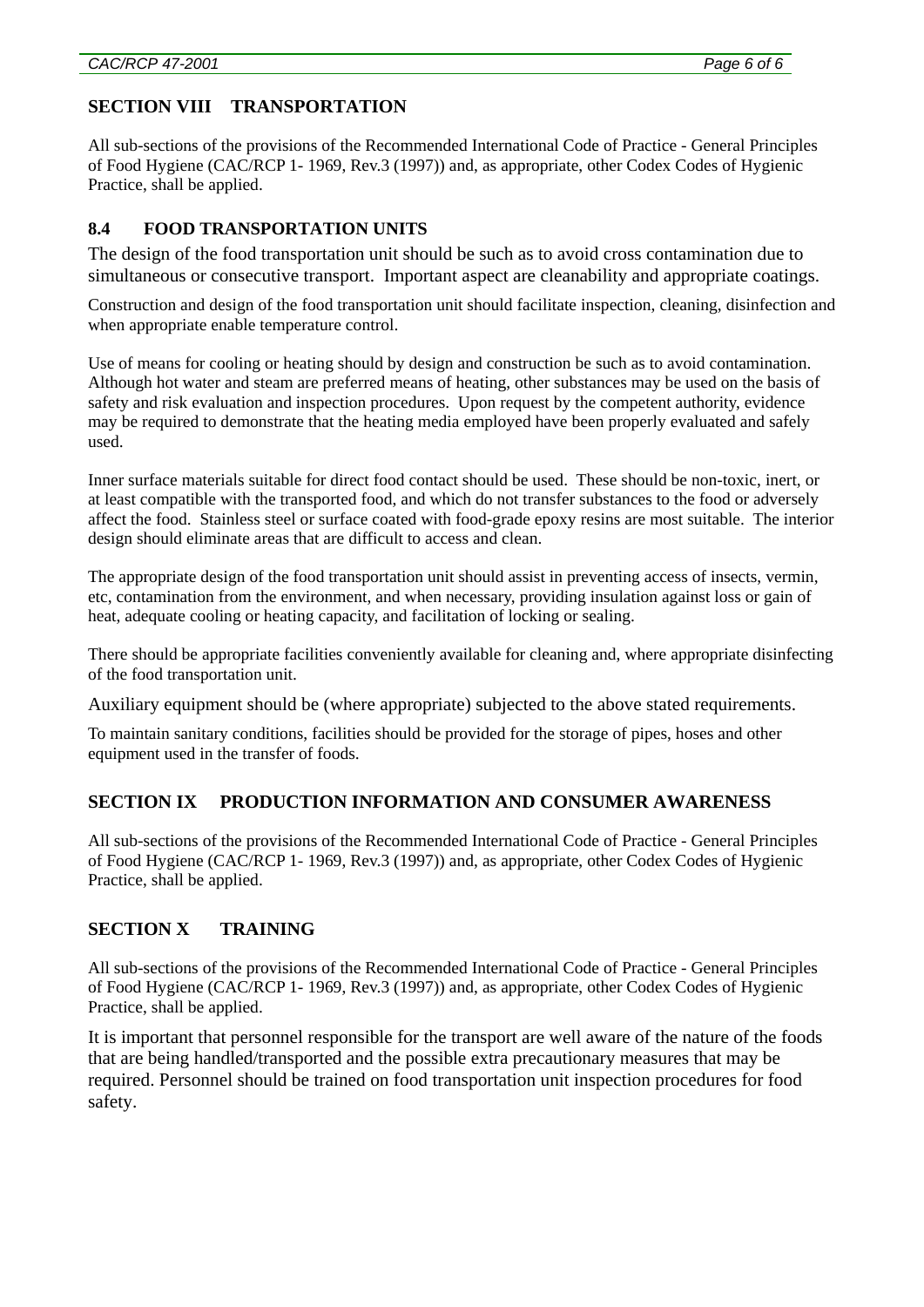## SECTION VIII TRANSPORTATION

All sub-sections of the provisions of the Recommended International Code of Practice - General Principles of Food Hygiene (CAC/RCP 1- 1969, Rev.3 (1997)) and, as appropriate, other Codex Codes of Hygienic Practice, shall be applied.

### 8.4 FOOD TRANSPORTATION UNITS

The design of the food transportation unit should be such as to avoid cross contamination due to simultaneous or consecutive transport. Important aspect are cleanability and appropriate coatings.

Construction and design of the food transportation unit should facilitate inspection, cleaning, disinfection and when appropriate enable temperature control.

Use of means for cooling or heating should by design and construction be such as to avoid contamination. Although hot water and steam are preferred means of heating, other substances may be used on the basis of safety and risk evaluation and inspection procedures. Upon request by the competent authority, evidence may be required to demonstrate that the heating media employed have been properly evaluated and safely used.

Inner surface materials suitable for direct food contact should be used. These should be non-toxic, inert, or at least compatible with the transported food, and which do not transfer substances to the food or adversely affect the food. Stainless steel or surface coated with food-grade epoxy resins are most suitable. The interior design should eliminate areas that are difficult to access and clean.

The appropriate design of the food transportation unit should assist in preventing access of insects, vermin, etc, contamination from the environment, and when necessary, providing insulation against loss or gain of heat, adequate cooling or heating capacity, and facilitation of locking or sealing.

There should be appropriate facilities conveniently available for cleaning and, where appropriate disinfecting of the food transportation unit.

Auxiliary equipment should be (where appropriate) subjected to the above stated requirements.

To maintain sanitary conditions, facilities should be provided for the storage of pipes, hoses and other equipment used in the transfer of foods.

## SECTION IX PRODUCTION INFORMATION AND CONSUMER AWARENESS

All sub-sections of the provisions of the Recommended International Code of Practice - General Principles of Food Hygiene (CAC/RCP 1- 1969, Rev.3 (1997)) and, as appropriate, other Codex Codes of Hygienic Practice, shall be applied.

## SECTION X TRAINING

All sub-sections of the provisions of the Recommended International Code of Practice - General Principles of Food Hygiene (CAC/RCP 1- 1969, Rev.3 (1997)) and, as appropriate, other Codex Codes of Hygienic Practice, shall be applied.

It is important that personnel responsible for the transport are well aware of the nature of the foods that are being handled/transported and the possible extra precautionary measures that may be required. Personnel should be trained on food transportation unit inspection procedures for food safety.